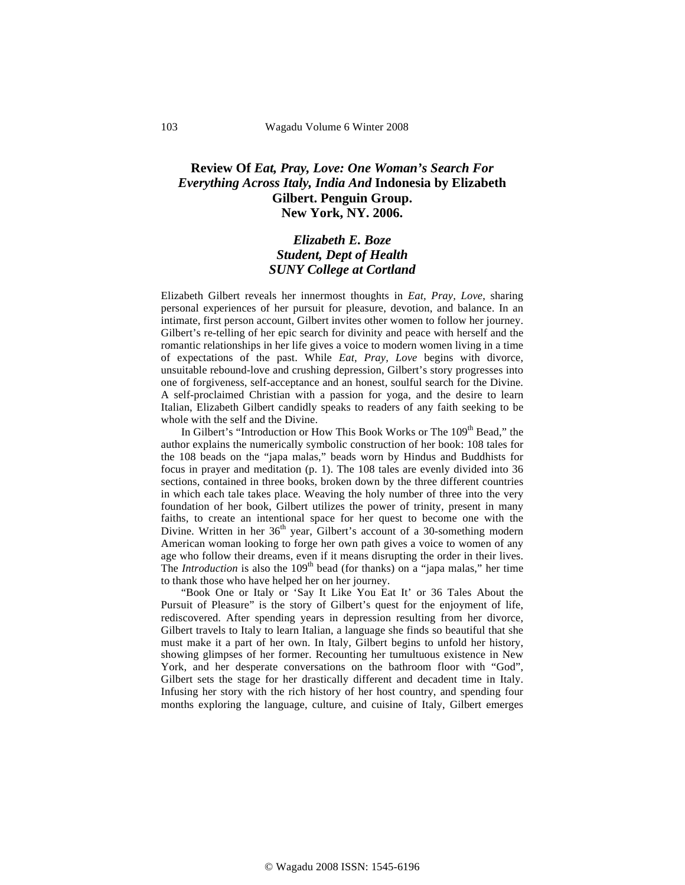# Review Of *Eat, Pray, Love: One Woman's Search For Everything Across Italy, India And* Indonesia by Elizabeth Gilbert. Penguin Group. New York, NY. 2006.

***Elizabeth E. Boze***
***Student, Dept of Health***
***SUNY College at Cortland***

Elizabeth Gilbert reveals her innermost thoughts in *Eat, Pray, Love*, sharing personal experiences of her pursuit for pleasure, devotion, and balance. In an intimate, first person account, Gilbert invites other women to follow her journey. Gilbert's re-telling of her epic search for divinity and peace with herself and the romantic relationships in her life gives a voice to modern women living in a time of expectations of the past. While *Eat, Pray, Love* begins with divorce, unsuitable rebound-love and crushing depression, Gilbert's story progresses into one of forgiveness, self-acceptance and an honest, soulful search for the Divine. A self-proclaimed Christian with a passion for yoga, and the desire to learn Italian, Elizabeth Gilbert candidly speaks to readers of any faith seeking to be whole with the self and the Divine.

In Gilbert's "Introduction or How This Book Works or The 109th Bead," the author explains the numerically symbolic construction of her book: 108 tales for the 108 beads on the "japa malas," beads worn by Hindus and Buddhists for focus in prayer and meditation (p. 1). The 108 tales are evenly divided into 36 sections, contained in three books, broken down by the three different countries in which each tale takes place. Weaving the holy number of three into the very foundation of her book, Gilbert utilizes the power of trinity, present in many faiths, to create an intentional space for her quest to become one with the Divine. Written in her 36th year, Gilbert's account of a 30-something modern American woman looking to forge her own path gives a voice to women of any age who follow their dreams, even if it means disrupting the order in their lives. The *Introduction* is also the 109th bead (for thanks) on a "japa malas," her time to thank those who have helped her on her journey.

"Book One or Italy or 'Say It Like You Eat It' or 36 Tales About the Pursuit of Pleasure" is the story of Gilbert's quest for the enjoyment of life, rediscovered. After spending years in depression resulting from her divorce, Gilbert travels to Italy to learn Italian, a language she finds so beautiful that she must make it a part of her own. In Italy, Gilbert begins to unfold her history, showing glimpses of her former. Recounting her tumultuous existence in New York, and her desperate conversations on the bathroom floor with "God", Gilbert sets the stage for her drastically different and decadent time in Italy. Infusing her story with the rich history of her host country, and spending four months exploring the language, culture, and cuisine of Italy, Gilbert emerges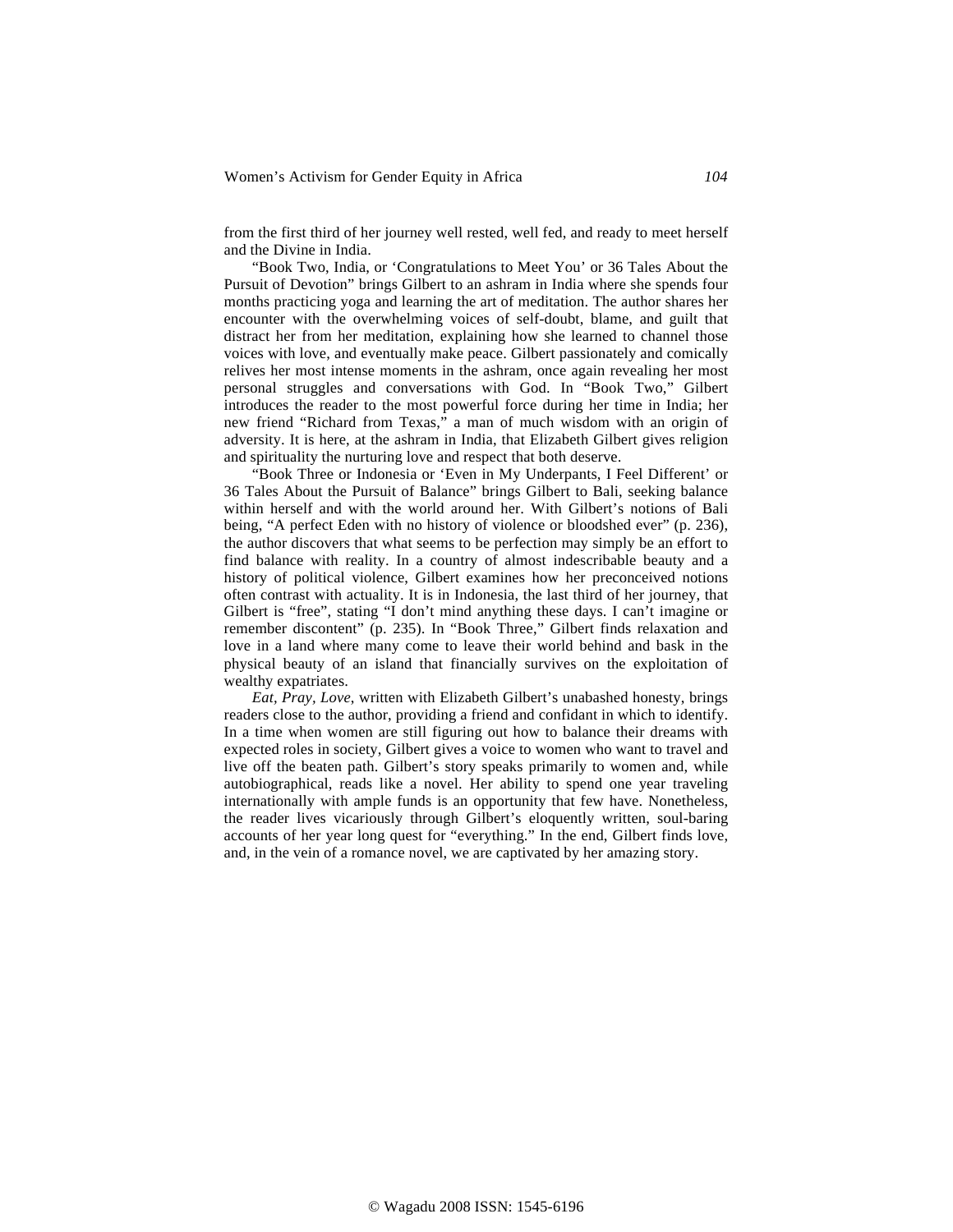from the first third of her journey well rested, well fed, and ready to meet herself and the Divine in India.

"Book Two, India, or 'Congratulations to Meet You' or 36 Tales About the Pursuit of Devotion" brings Gilbert to an ashram in India where she spends four months practicing yoga and learning the art of meditation. The author shares her encounter with the overwhelming voices of self-doubt, blame, and guilt that distract her from her meditation, explaining how she learned to channel those voices with love, and eventually make peace. Gilbert passionately and comically relives her most intense moments in the ashram, once again revealing her most personal struggles and conversations with God. In "Book Two," Gilbert introduces the reader to the most powerful force during her time in India; her new friend "Richard from Texas," a man of much wisdom with an origin of adversity. It is here, at the ashram in India, that Elizabeth Gilbert gives religion and spirituality the nurturing love and respect that both deserve.

"Book Three or Indonesia or 'Even in My Underpants, I Feel Different' or 36 Tales About the Pursuit of Balance" brings Gilbert to Bali, seeking balance within herself and with the world around her. With Gilbert's notions of Bali being, "A perfect Eden with no history of violence or bloodshed ever" (p. 236), the author discovers that what seems to be perfection may simply be an effort to find balance with reality. In a country of almost indescribable beauty and a history of political violence, Gilbert examines how her preconceived notions often contrast with actuality. It is in Indonesia, the last third of her journey, that Gilbert is "free", stating "I don't mind anything these days. I can't imagine or remember discontent" (p. 235). In "Book Three," Gilbert finds relaxation and love in a land where many come to leave their world behind and bask in the physical beauty of an island that financially survives on the exploitation of wealthy expatriates.

*Eat, Pray, Love*, written with Elizabeth Gilbert's unabashed honesty, brings readers close to the author, providing a friend and confidant in which to identify. In a time when women are still figuring out how to balance their dreams with expected roles in society, Gilbert gives a voice to women who want to travel and live off the beaten path. Gilbert's story speaks primarily to women and, while autobiographical, reads like a novel. Her ability to spend one year traveling internationally with ample funds is an opportunity that few have. Nonetheless, the reader lives vicariously through Gilbert's eloquently written, soul-baring accounts of her year long quest for "everything." In the end, Gilbert finds love, and, in the vein of a romance novel, we are captivated by her amazing story.